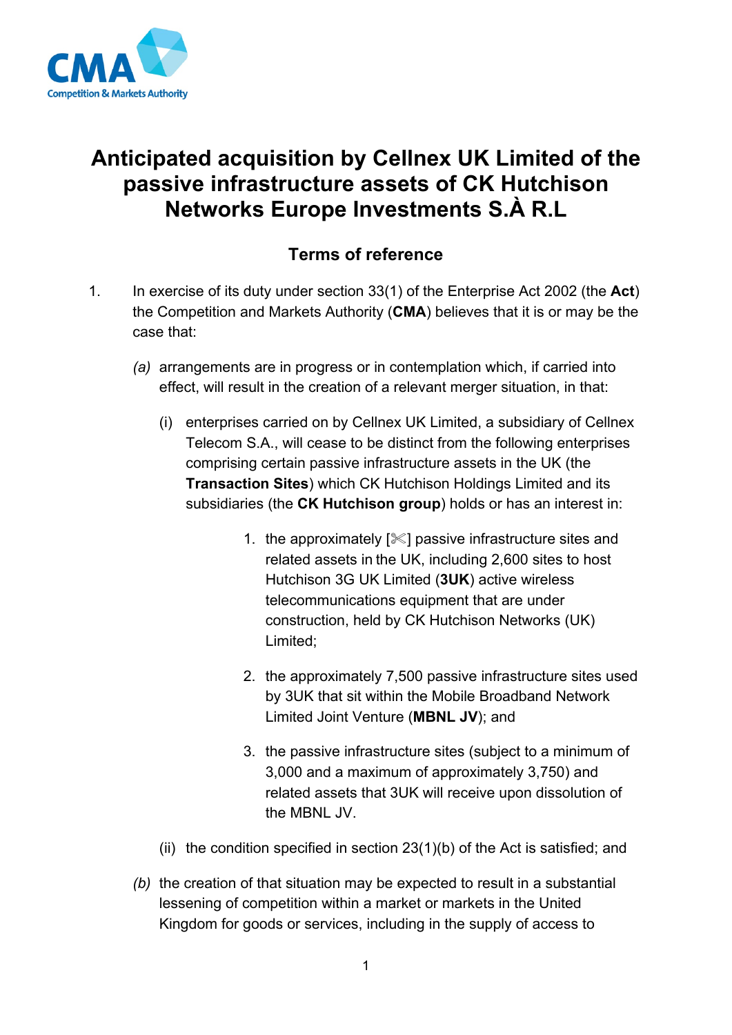# Anticipated acquisition by Cellnex UK Limited of the passive infrastructure assets of CK Hutchison Networks Europe Investments S.À R.L

## Terms of reference

1. In exercise of its duty under section 33(1) of the Enterprise Act 2002 (the **Act**) the Competition and Markets Authority (**CMA**) believes that it is or may be the case that:

   *(a)* arrangements are in progress or in contemplation which, if carried into effect, will result in the creation of a relevant merger situation, in that:

   (i) enterprises carried on by Cellnex UK Limited, a subsidiary of Cellnex Telecom S.A., will cease to be distinct from the following enterprises comprising certain passive infrastructure assets in the UK (the **Transaction Sites**) which CK Hutchison Holdings Limited and its subsidiaries (the **CK Hutchison group**) holds or has an interest in:

      1. the approximately [✂] passive infrastructure sites and related assets in the UK, including 2,600 sites to host Hutchison 3G UK Limited (**3UK**) active wireless telecommunications equipment that are under construction, held by CK Hutchison Networks (UK) Limited;

      2. the approximately 7,500 passive infrastructure sites used by 3UK that sit within the Mobile Broadband Network Limited Joint Venture (**MBNL JV**); and

      3. the passive infrastructure sites (subject to a minimum of 3,000 and a maximum of approximately 3,750) and related assets that 3UK will receive upon dissolution of the MBNL JV.

   (ii) the condition specified in section 23(1)(b) of the Act is satisfied; and

   *(b)* the creation of that situation may be expected to result in a substantial lessening of competition within a market or markets in the United Kingdom for goods or services, including in the supply of access to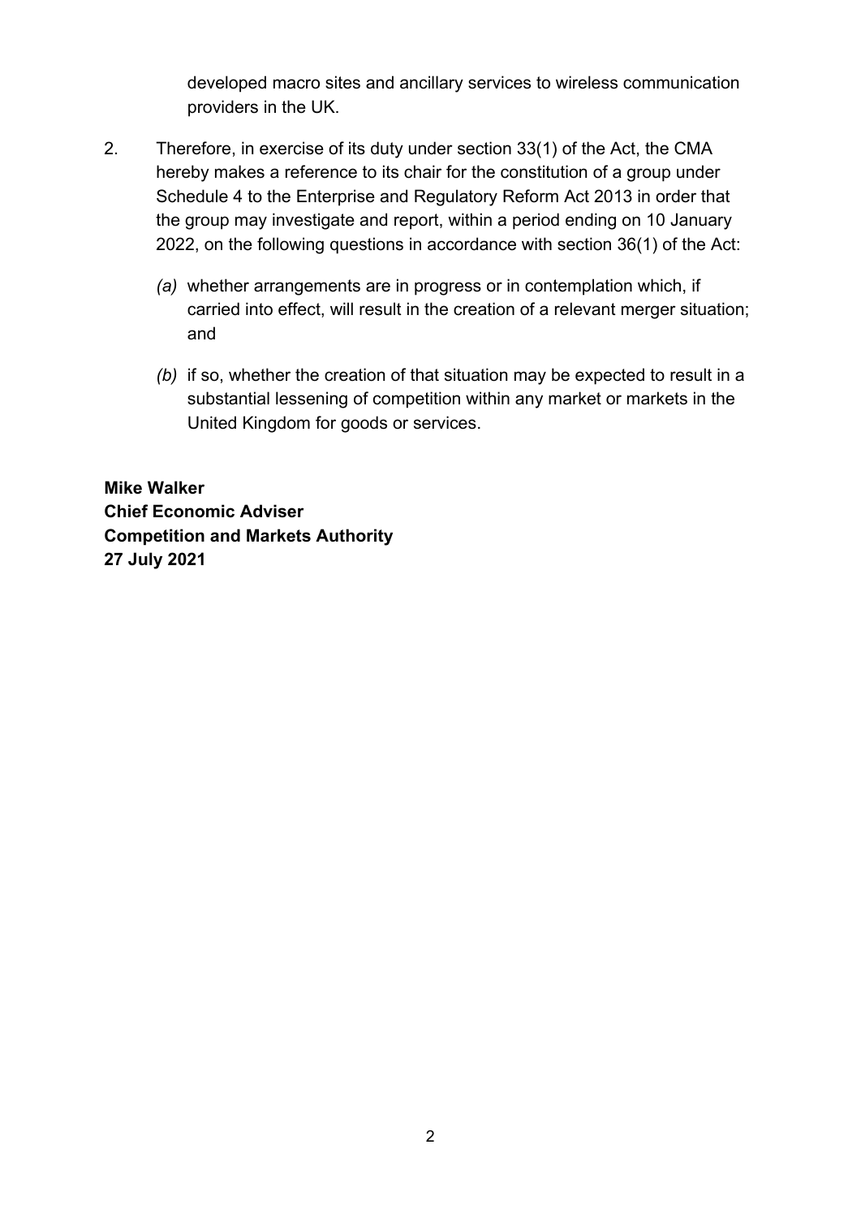developed macro sites and ancillary services to wireless communication providers in the UK.

2. Therefore, in exercise of its duty under section 33(1) of the Act, the CMA hereby makes a reference to its chair for the constitution of a group under Schedule 4 to the Enterprise and Regulatory Reform Act 2013 in order that the group may investigate and report, within a period ending on 10 January 2022, on the following questions in accordance with section 36(1) of the Act:

   *(a)* whether arrangements are in progress or in contemplation which, if carried into effect, will result in the creation of a relevant merger situation; and

   *(b)* if so, whether the creation of that situation may be expected to result in a substantial lessening of competition within any market or markets in the United Kingdom for goods or services.

**Mike Walker**
**Chief Economic Adviser**
**Competition and Markets Authority**
**27 July 2021**